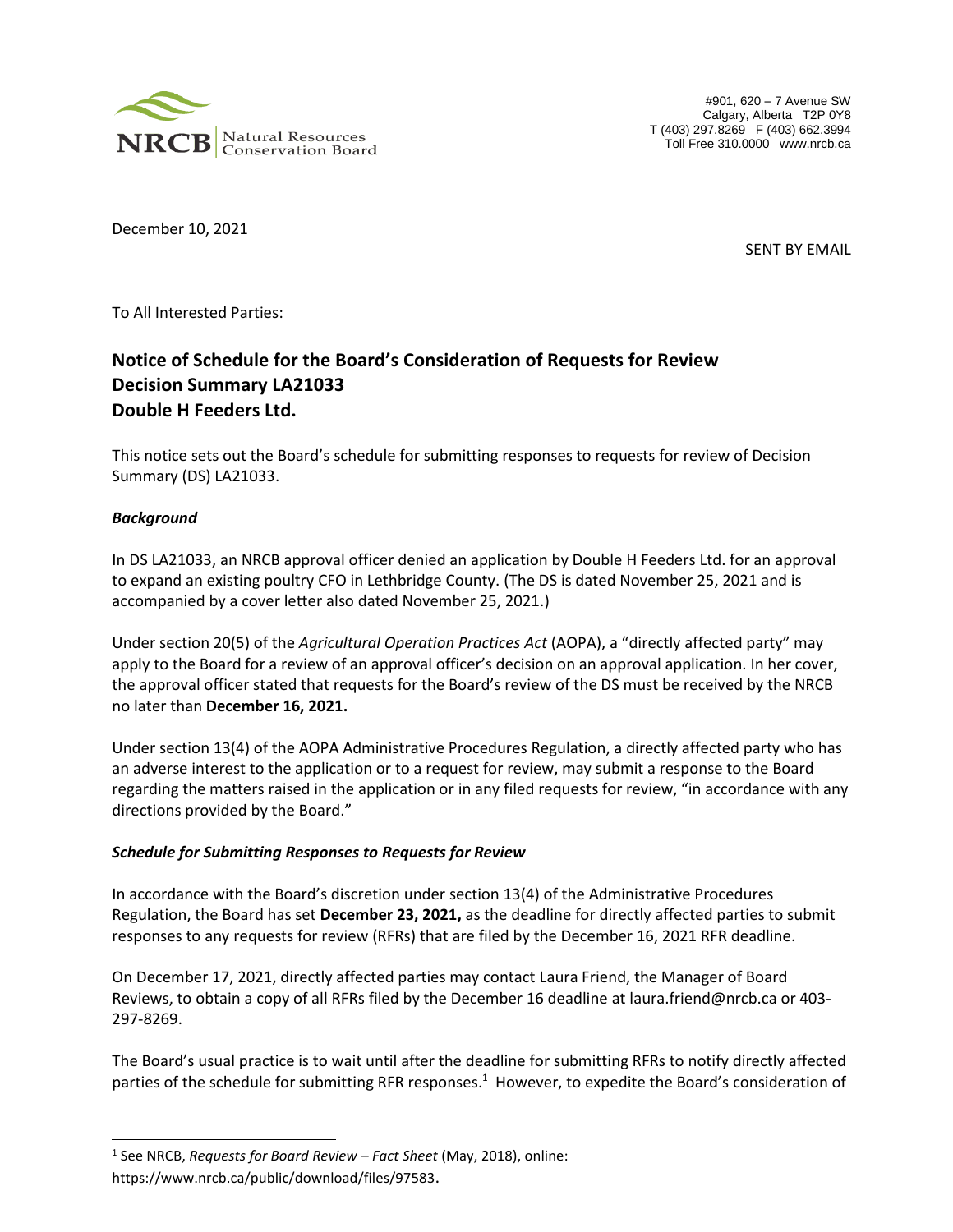NRCB | Natural Resources Conservation Board

#901, 620 – 7 Avenue SW
Calgary, Alberta T2P 0Y8
T (403) 297.8269 F (403) 662.3994
Toll Free 310.0000 www.nrcb.ca

December 10, 2021

SENT BY EMAIL

To All Interested Parties:

## Notice of Schedule for the Board's Consideration of Requests for Review
## Decision Summary LA21033
## Double H Feeders Ltd.

This notice sets out the Board's schedule for submitting responses to requests for review of Decision Summary (DS) LA21033.

### *Background*

In DS LA21033, an NRCB approval officer denied an application by Double H Feeders Ltd. for an approval to expand an existing poultry CFO in Lethbridge County. (The DS is dated November 25, 2021 and is accompanied by a cover letter also dated November 25, 2021.)

Under section 20(5) of the *Agricultural Operation Practices Act* (AOPA), a "directly affected party" may apply to the Board for a review of an approval officer's decision on an approval application. In her cover, the approval officer stated that requests for the Board's review of the DS must be received by the NRCB no later than **December 16, 2021.**

Under section 13(4) of the AOPA Administrative Procedures Regulation, a directly affected party who has an adverse interest to the application or to a request for review, may submit a response to the Board regarding the matters raised in the application or in any filed requests for review, "in accordance with any directions provided by the Board."

### *Schedule for Submitting Responses to Requests for Review*

In accordance with the Board's discretion under section 13(4) of the Administrative Procedures Regulation, the Board has set **December 23, 2021,** as the deadline for directly affected parties to submit responses to any requests for review (RFRs) that are filed by the December 16, 2021 RFR deadline.

On December 17, 2021, directly affected parties may contact Laura Friend, the Manager of Board Reviews, to obtain a copy of all RFRs filed by the December 16 deadline at laura.friend@nrcb.ca or 403-297-8269.

The Board's usual practice is to wait until after the deadline for submitting RFRs to notify directly affected parties of the schedule for submitting RFR responses.[1] However, to expedite the Board's consideration of

[1] See NRCB, *Requests for Board Review – Fact Sheet* (May, 2018), online: https://www.nrcb.ca/public/download/files/97583.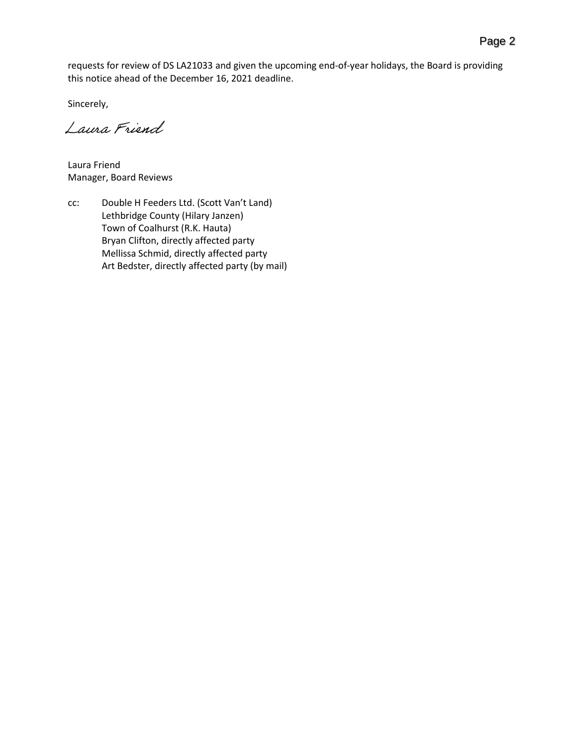requests for review of DS LA21033 and given the upcoming end-of-year holidays, the Board is providing this notice ahead of the December 16, 2021 deadline.

Sincerely,

*Laura Friend*

Laura Friend
Manager, Board Reviews

cc: Double H Feeders Ltd. (Scott Van't Land)
Lethbridge County (Hilary Janzen)
Town of Coalhurst (R.K. Hauta)
Bryan Clifton, directly affected party
Mellissa Schmid, directly affected party
Art Bedster, directly affected party (by mail)